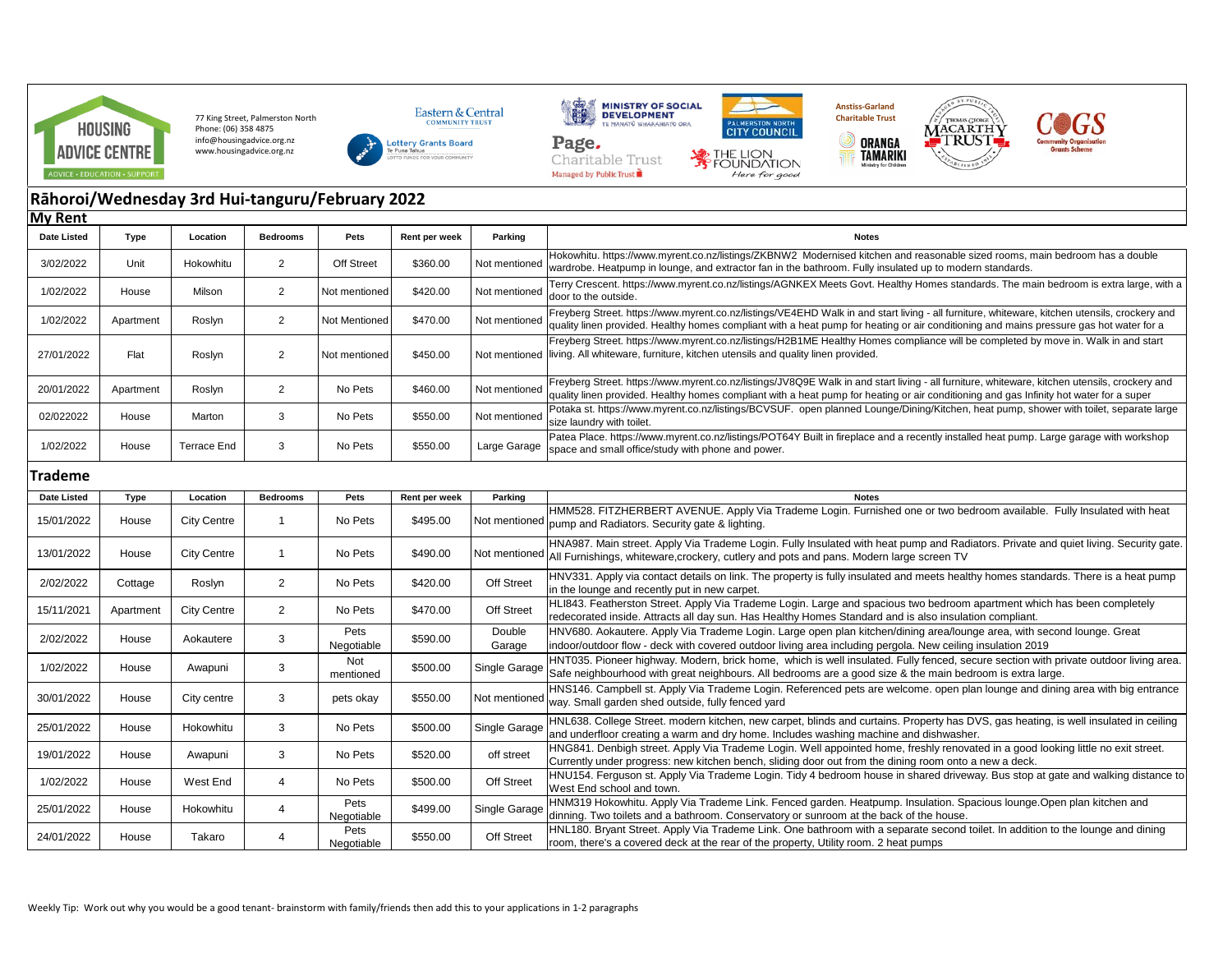HOUSING ADVICE CENTRE
ADVICE • EDUCATION • SUPPORT

77 King Street, Palmerston North
Phone: (06) 358 4875
info@housingadvice.org.nz
www.housingadvice.org.nz

## Rāhoroi/Wednesday 3rd Hui-tanguru/February 2022

### My Rent

| Date Listed | Type | Location | Bedrooms | Pets | Rent per week | Parking | Notes |
|---|---|---|---|---|---|---|---|
| 3/02/2022 | Unit | Hokowhitu | 2 | Off Street | $360.00 | Not mentioned | Hokowhitu. https://www.myrent.co.nz/listings/ZKBNW2 Modernised kitchen and reasonable sized rooms, main bedroom has a double wardrobe. Heatpump in lounge, and extractor fan in the bathroom. Fully insulated up to modern standards. |
| 1/02/2022 | House | Milson | 2 | Not mentioned | $420.00 | Not mentioned | Terry Crescent. https://www.myrent.co.nz/listings/AGNKEX Meets Govt. Healthy Homes standards. The main bedroom is extra large, with a door to the outside. |
| 1/02/2022 | Apartment | Roslyn | 2 | Not Mentioned | $470.00 | Not mentioned | Freyberg Street. https://www.myrent.co.nz/listings/VE4EHD Walk in and start living - all furniture, whiteware, kitchen utensils, crockery and quality linen provided. Healthy Homes compliant with a heat pump for heating or air conditioning and mains pressure gas hot water for a |
| 27/01/2022 | Flat | Roslyn | 2 | Not mentioned | $450.00 | Not mentioned | Freyberg Street. https://www.myrent.co.nz/listings/H2B1ME Healthy Homes compliance will be completed by move in. Walk in and start living. All whiteware, furniture, kitchen utensils and quality linen provided. |
| 20/01/2022 | Apartment | Roslyn | 2 | No Pets | $460.00 | Not mentioned | Freyberg Street. https://www.myrent.co.nz/listings/JV8Q9E Walk in and start living - all furniture, whiteware, kitchen utensils, crockery and quality linen provided. Healthy homes compliant with a heat pump for heating or air conditioning and gas Infinity hot water for a super |
| 02/022022 | House | Marton | 3 | No Pets | $550.00 | Not mentioned | Potaka st. https://www.myrent.co.nz/listings/BCVSUF. open planned Lounge/Dining/Kitchen, heat pump, shower with toilet, separate large size laundry with toilet. |
| 1/02/2022 | House | Terrace End | 3 | No Pets | $550.00 | Large Garage | Patea Place. https://www.myrent.co.nz/listings/POT64Y Built in fireplace and a recently installed heat pump. Large garage with workshop space and small office/study with phone and power. |

### Trademe

| Date Listed | Type | Location | Bedrooms | Pets | Rent per week | Parking | Notes |
|---|---|---|---|---|---|---|---|
| 15/01/2022 | House | City Centre | 1 | No Pets | $495.00 | Not mentioned | HMM528. FITZHERBERT AVENUE. Apply Via Trademe Login. Furnished one or two bedroom available. Fully Insulated with heat pump and Radiators. Security gate & lighting. |
| 13/01/2022 | House | City Centre | 1 | No Pets | $490.00 | Not mentioned | HNA987. Main street. Apply Via Trademe Login. Fully Insulated with heat pump and Radiators. Private and quiet living. Security gate. All Furnishings, whiteware,crockery, cutlery and pots and pans. Modern large screen TV |
| 2/02/2022 | Cottage | Roslyn | 2 | No Pets | $420.00 | Off Street | HNV331. Apply via contact details on link. The property is fully insulated and meets healthy homes standards. There is a heat pump in the lounge and recently put in new carpet. |
| 15/11/2021 | Apartment | City Centre | 2 | No Pets | $470.00 | Off Street | HLI843. Featherston Street. Apply Via Trademe Login. Large and spacious two bedroom apartment which has been completely redecorated inside. Attracts all day sun. Has Healthy Homes Standard and is also insulation compliant. |
| 2/02/2022 | House | Aokautere | 3 | Pets Negotiable | $590.00 | Double Garage | HNV680. Aokautere. Apply Via Trademe Login. Large open plan kitchen/dining area/lounge area, with second lounge. Great indoor/outdoor flow - deck with covered outdoor living area including pergola. New ceiling insulation 2019 |
| 1/02/2022 | House | Awapuni | 3 | Not mentioned | $500.00 | Single Garage | HNT035. Pioneer highway. Modern, brick home, which is well insulated. Fully fenced, secure section with private outdoor living area. Safe neighbourhood with great neighbours. All bedrooms are a good size & the main bedroom is extra large. |
| 30/01/2022 | House | City centre | 3 | pets okay | $550.00 | Not mentioned | HNS146. Campbell st. Apply Via Trademe Login. Referenced pets are welcome. open plan lounge and dining area with big entrance way. Small garden shed outside, fully fenced yard |
| 25/01/2022 | House | Hokowhitu | 3 | No Pets | $500.00 | Single Garage | HNL638. College Street. modern kitchen, new carpet, blinds and curtains. Property has DVS, gas heating, is well insulated in ceiling and underfloor creating a warm and dry home. Includes washing machine and dishwasher. |
| 19/01/2022 | House | Awapuni | 3 | No Pets | $520.00 | off street | HNG841. Denbigh street. Apply Via Trademe Login. Well appointed home, freshly renovated in a good looking little no exit street. Currently under progress: new kitchen bench, sliding door out from the dining room onto a new a deck. |
| 1/02/2022 | House | West End | 4 | No Pets | $500.00 | Off Street | HNU154. Ferguson st. Apply Via Trademe Login. Tidy 4 bedroom house in shared driveway. Bus stop at gate and walking distance to West End school and town. |
| 25/01/2022 | House | Hokowhitu | 4 | Pets Negotiable | $499.00 | Single Garage | HNM319 Hokowhitu. Apply Via Trademe Link. Fenced garden. Heatpump. Insulation. Spacious lounge.Open plan kitchen and dinning. Two toilets and a bathroom. Conservatory or sunroom at the back of the house. |
| 24/01/2022 | House | Takaro | 4 | Pets Negotiable | $550.00 | Off Street | HNL180. Bryant Street. Apply Via Trademe Link. One bathroom with a separate second toilet. In addition to the lounge and dining room, there's a covered deck at the rear of the property, Utility room. 2 heat pumps |

Weekly Tip: Work out why you would be a good tenant- brainstorm with family/friends then add this to your applications in 1-2 paragraphs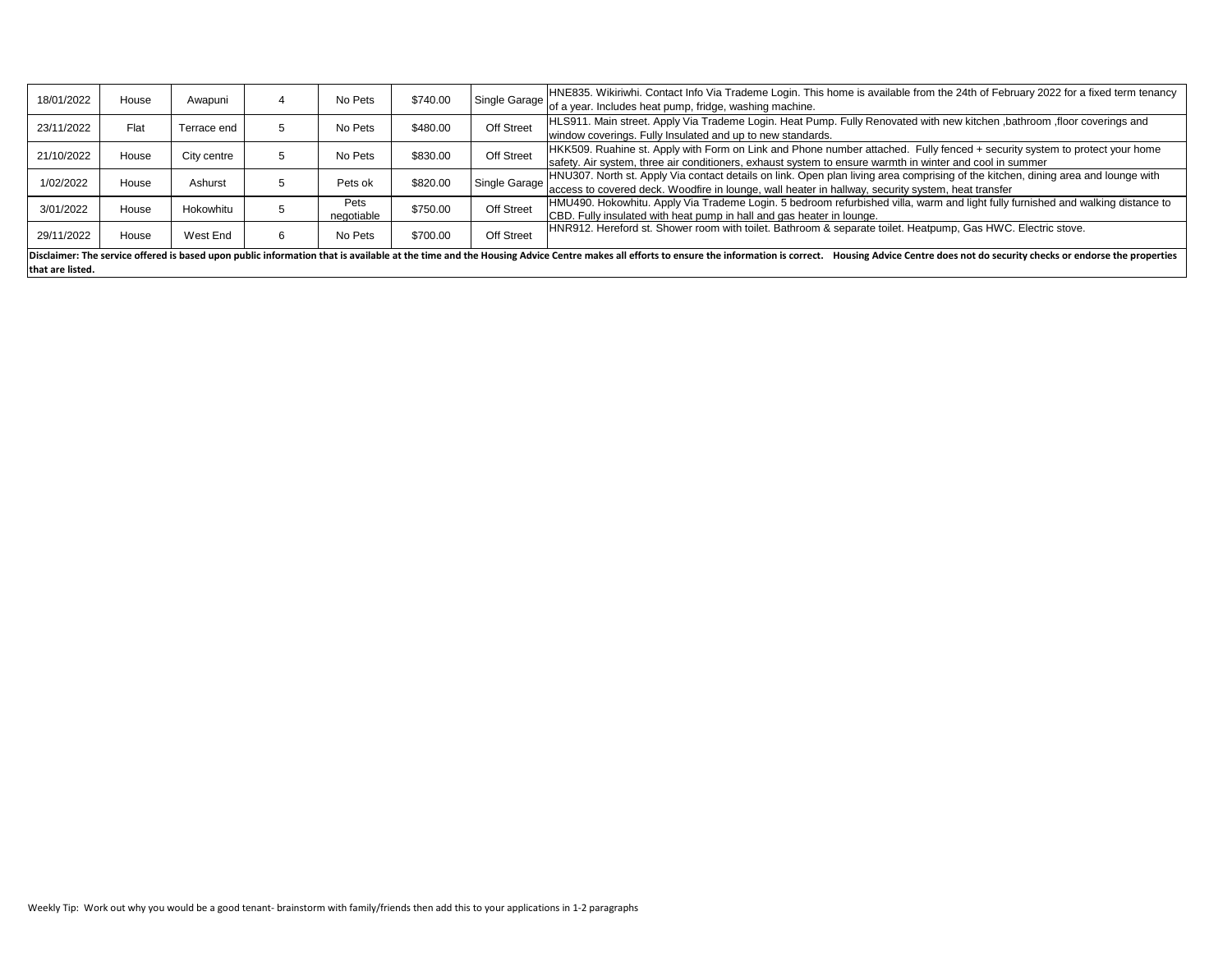| | | | | | | | |
|---|---|---|---|---|---|---|---|
| 18/01/2022 | House | Awapuni | 4 | No Pets | $740.00 | Single Garage | HNE835. Wikiriwhi. Contact Info Via Trademe Login. This home is available from the 24th of February 2022 for a fixed term tenancy of a year. Includes heat pump, fridge, washing machine. |
| 23/11/2022 | Flat | Terrace end | 5 | No Pets | $480.00 | Off Street | HLS911. Main street. Apply Via Trademe Login. Heat Pump. Fully Renovated with new kitchen ,bathroom ,floor coverings and window coverings. Fully Insulated and up to new standards. |
| 21/10/2022 | House | City centre | 5 | No Pets | $830.00 | Off Street | HKK509. Ruahine st. Apply with Form on Link and Phone number attached. Fully fenced + security system to protect your home safety. Air system, three air conditioners, exhaust system to ensure warmth in winter and cool in summer |
| 1/02/2022 | House | Ashurst | 5 | Pets ok | $820.00 | Single Garage | HNU307. North st. Apply Via contact details on link. Open plan living area comprising of the kitchen, dining area and lounge with access to covered deck. Woodfire in lounge, wall heater in hallway, security system, heat transfer |
| 3/01/2022 | House | Hokowhitu | 5 | Pets negotiable | $750.00 | Off Street | HMU490. Hokowhitu. Apply Via Trademe Login. 5 bedroom refurbished villa, warm and light fully furnished and walking distance to CBD. Fully insulated with heat pump in hall and gas heater in lounge. |
| 29/11/2022 | House | West End | 6 | No Pets | $700.00 | Off Street | HNR912. Hereford st. Shower room with toilet. Bathroom & separate toilet. Heatpump, Gas HWC. Electric stove. |

**Disclaimer: The service offered is based upon public information that is available at the time and the Housing Advice Centre makes all efforts to ensure the information is correct. Housing Advice Centre does not do security checks or endorse the properties that are listed.**

Weekly Tip: Work out why you would be a good tenant- brainstorm with family/friends then add this to your applications in 1-2 paragraphs